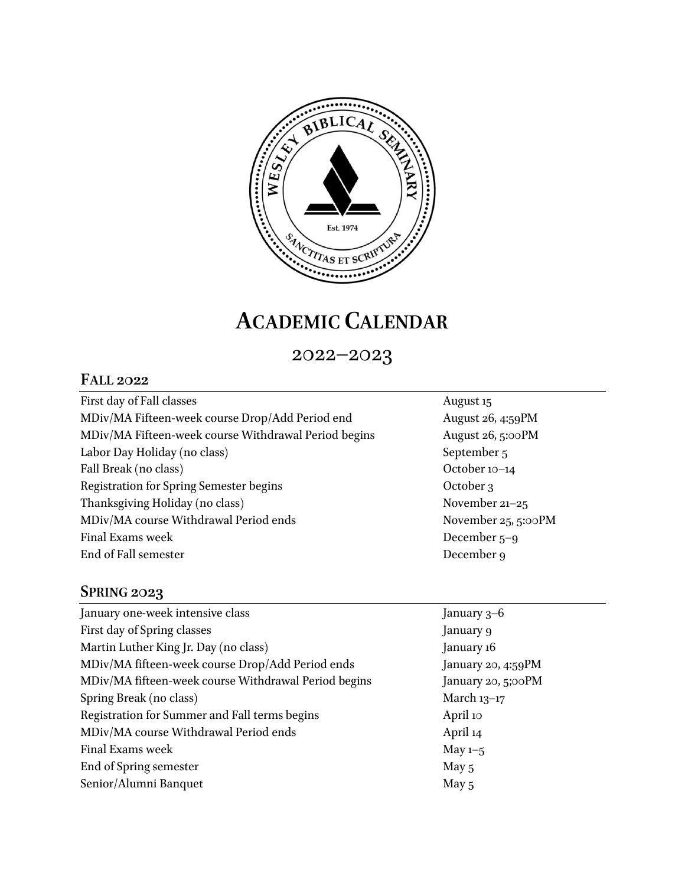# Academic Calendar

## 2022–2023

### Fall 2022

| | |
|---|---|
| First day of Fall classes | August 15 |
| MDiv/MA Fifteen-week course Drop/Add Period end | August 26, 4:59PM |
| MDiv/MA Fifteen-week course Withdrawal Period begins | August 26, 5:00PM |
| Labor Day Holiday (no class) | September 5 |
| Fall Break (no class) | October 10–14 |
| Registration for Spring Semester begins | October 3 |
| Thanksgiving Holiday (no class) | November 21–25 |
| MDiv/MA course Withdrawal Period ends | November 25, 5:00PM |
| Final Exams week | December 5–9 |
| End of Fall semester | December 9 |

### Spring 2023

| | |
|---|---|
| January one-week intensive class | January 3–6 |
| First day of Spring classes | January 9 |
| Martin Luther King Jr. Day (no class) | January 16 |
| MDiv/MA fifteen-week course Drop/Add Period ends | January 20, 4:59PM |
| MDiv/MA fifteen-week course Withdrawal Period begins | January 20, 5;00PM |
| Spring Break (no class) | March 13–17 |
| Registration for Summer and Fall terms begins | April 10 |
| MDiv/MA course Withdrawal Period ends | April 14 |
| Final Exams week | May 1–5 |
| End of Spring semester | May 5 |
| Senior/Alumni Banquet | May 5 |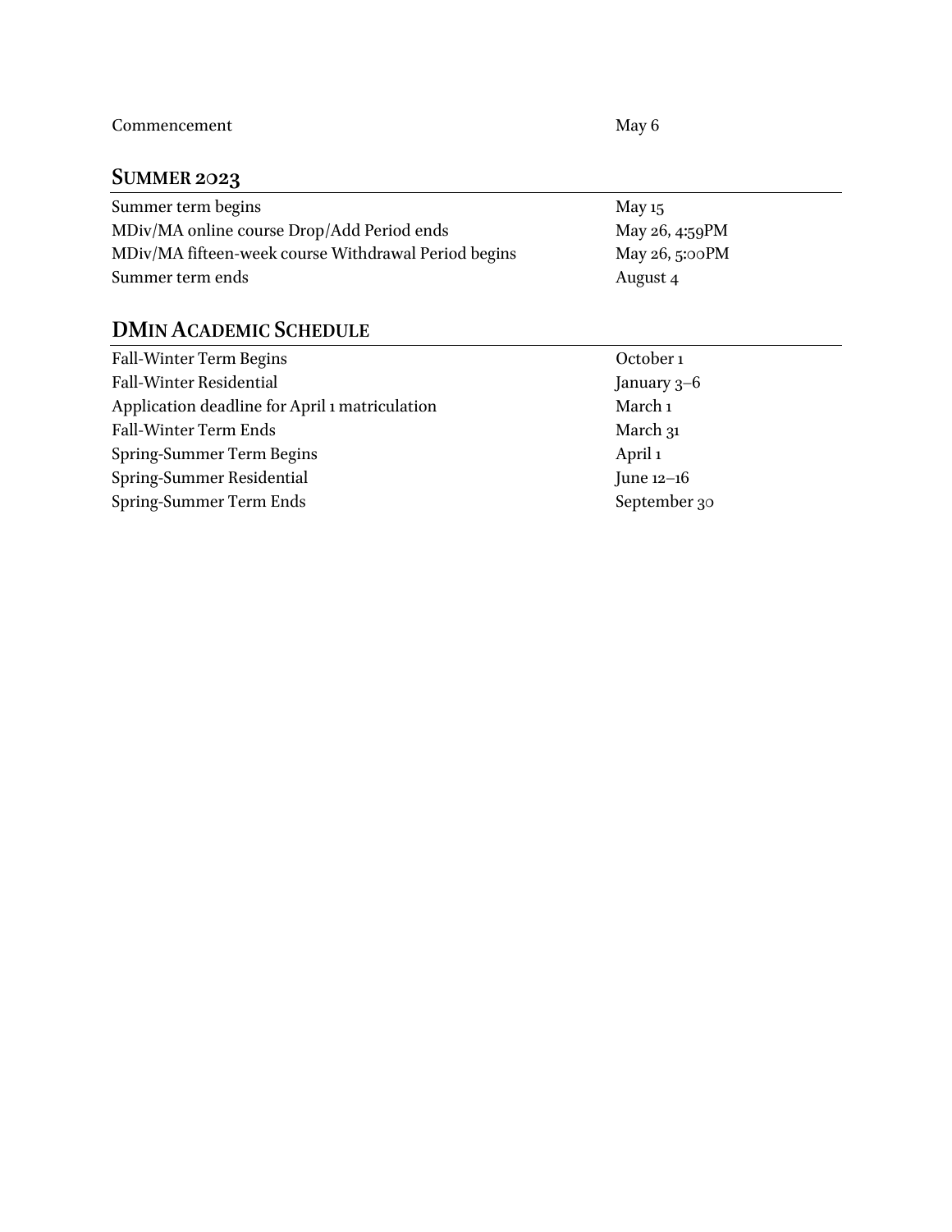| | |
|---|---|
| Commencement | May 6 |

## Summer 2023

| | |
|---|---|
| Summer term begins | May 15 |
| MDiv/MA online course Drop/Add Period ends | May 26, 4:59PM |
| MDiv/MA fifteen-week course Withdrawal Period begins | May 26, 5:00PM |
| Summer term ends | August 4 |

## DMin Academic Schedule

| | |
|---|---|
| Fall-Winter Term Begins | October 1 |
| Fall-Winter Residential | January 3–6 |
| Application deadline for April 1 matriculation | March 1 |
| Fall-Winter Term Ends | March 31 |
| Spring-Summer Term Begins | April 1 |
| Spring-Summer Residential | June 12–16 |
| Spring-Summer Term Ends | September 30 |